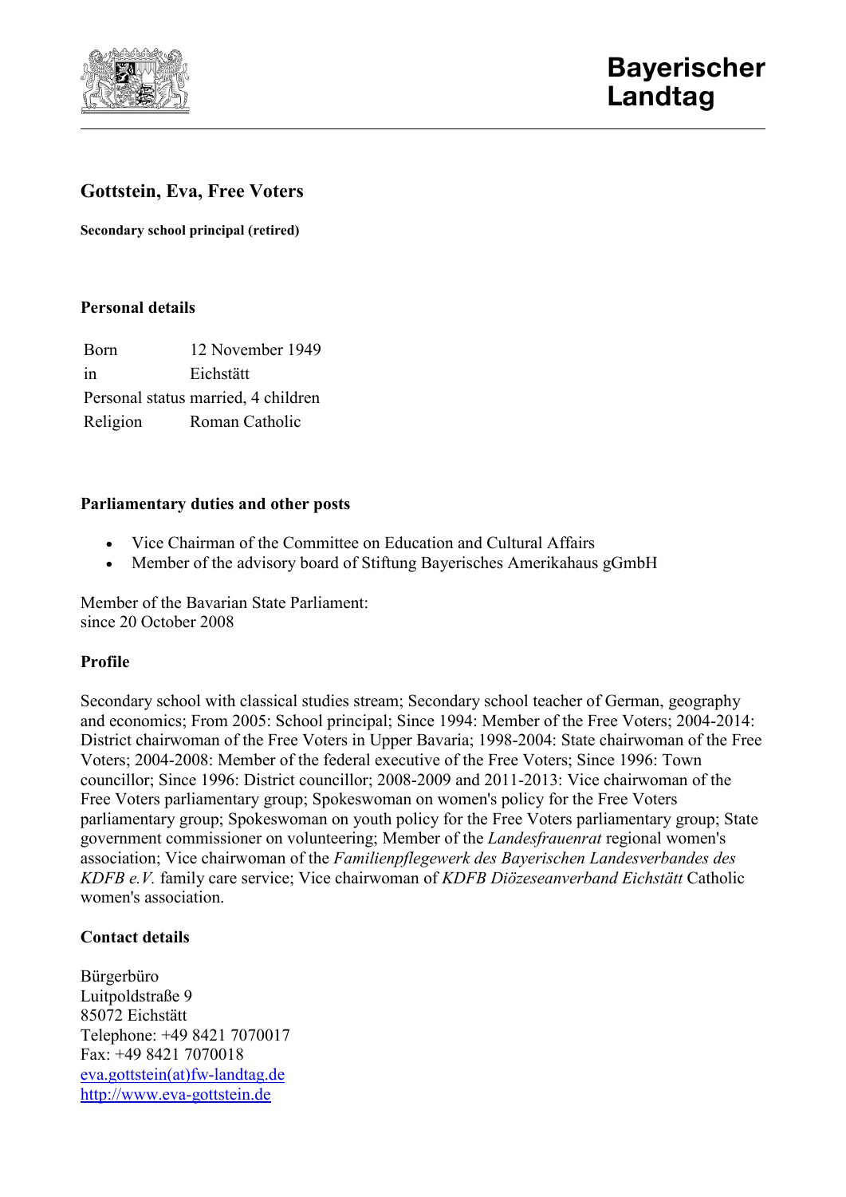# Gottstein, Eva, Free Voters

**Secondary school principal (retired)**

## Personal details

| | |
|---|---|
| Born | 12 November 1949 |
| in | Eichstätt |
| Personal status | married, 4 children |
| Religion | Roman Catholic |

## Parliamentary duties and other posts

- Vice Chairman of the Committee on Education and Cultural Affairs
- Member of the advisory board of Stiftung Bayerisches Amerikahaus gGmbH

Member of the Bavarian State Parliament:
since 20 October 2008

## Profile

Secondary school with classical studies stream; Secondary school teacher of German, geography and economics; From 2005: School principal; Since 1994: Member of the Free Voters; 2004-2014: District chairwoman of the Free Voters in Upper Bavaria; 1998-2004: State chairwoman of the Free Voters; 2004-2008: Member of the federal executive of the Free Voters; Since 1996: Town councillor; Since 1996: District councillor; 2008-2009 and 2011-2013: Vice chairwoman of the Free Voters parliamentary group; Spokeswoman on women's policy for the Free Voters parliamentary group; Spokeswoman on youth policy for the Free Voters parliamentary group; State government commissioner on volunteering; Member of the *Landesfrauenrat* regional women's association; Vice chairwoman of the *Familienpflegewerk des Bayerischen Landesverbandes des KDFB e.V.* family care service; Vice chairwoman of *KDFB Diözeseanverband Eichstätt* Catholic women's association.

## Contact details

Bürgerbüro
Luitpoldstraße 9
85072 Eichstätt
Telephone: +49 8421 7070017
Fax: +49 8421 7070018
eva.gottstein(at)fw-landtag.de
http://www.eva-gottstein.de